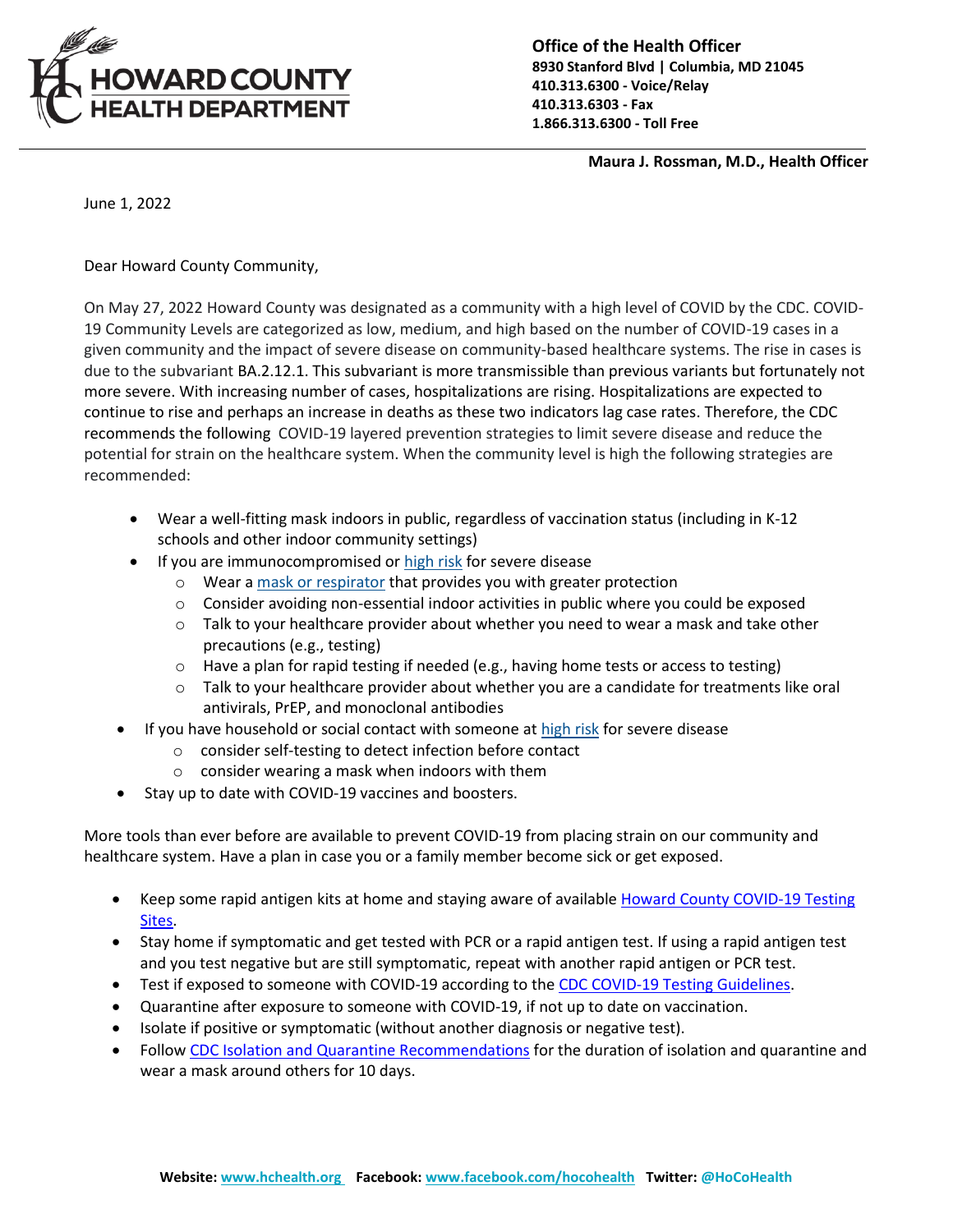**HOWARD COUNTY HEALTH DEPARTMENT**

**Office of the Health Officer**
**8930 Stanford Blvd | Columbia, MD 21045**
**410.313.6300 - Voice/Relay**
**410.313.6303 - Fax**
**1.866.313.6300 - Toll Free**

**Maura J. Rossman, M.D., Health Officer**

June 1, 2022

Dear Howard County Community,

On May 27, 2022 Howard County was designated as a community with a high level of COVID by the CDC. COVID-19 Community Levels are categorized as low, medium, and high based on the number of COVID-19 cases in a given community and the impact of severe disease on community-based healthcare systems. The rise in cases is due to the subvariant BA.2.12.1. This subvariant is more transmissible than previous variants but fortunately not more severe. With increasing number of cases, hospitalizations are rising. Hospitalizations are expected to continue to rise and perhaps an increase in deaths as these two indicators lag case rates. Therefore, the CDC recommends the following COVID-19 layered prevention strategies to limit severe disease and reduce the potential for strain on the healthcare system. When the community level is high the following strategies are recommended:

- Wear a well-fitting mask indoors in public, regardless of vaccination status (including in K-12 schools and other indoor community settings)
- If you are immunocompromised or high risk for severe disease
  - Wear a mask or respirator that provides you with greater protection
  - Consider avoiding non-essential indoor activities in public where you could be exposed
  - Talk to your healthcare provider about whether you need to wear a mask and take other precautions (e.g., testing)
  - Have a plan for rapid testing if needed (e.g., having home tests or access to testing)
  - Talk to your healthcare provider about whether you are a candidate for treatments like oral antivirals, PrEP, and monoclonal antibodies
- If you have household or social contact with someone at high risk for severe disease
  - consider self-testing to detect infection before contact
  - consider wearing a mask when indoors with them
- Stay up to date with COVID-19 vaccines and boosters.

More tools than ever before are available to prevent COVID-19 from placing strain on our community and healthcare system. Have a plan in case you or a family member become sick or get exposed.

- Keep some rapid antigen kits at home and staying aware of available Howard County COVID-19 Testing Sites.
- Stay home if symptomatic and get tested with PCR or a rapid antigen test. If using a rapid antigen test and you test negative but are still symptomatic, repeat with another rapid antigen or PCR test.
- Test if exposed to someone with COVID-19 according to the CDC COVID-19 Testing Guidelines.
- Quarantine after exposure to someone with COVID-19, if not up to date on vaccination.
- Isolate if positive or symptomatic (without another diagnosis or negative test).
- Follow CDC Isolation and Quarantine Recommendations for the duration of isolation and quarantine and wear a mask around others for 10 days.

**Website:** www.hchealth.org **Facebook:** www.facebook.com/hocohealth **Twitter:** @HoCoHealth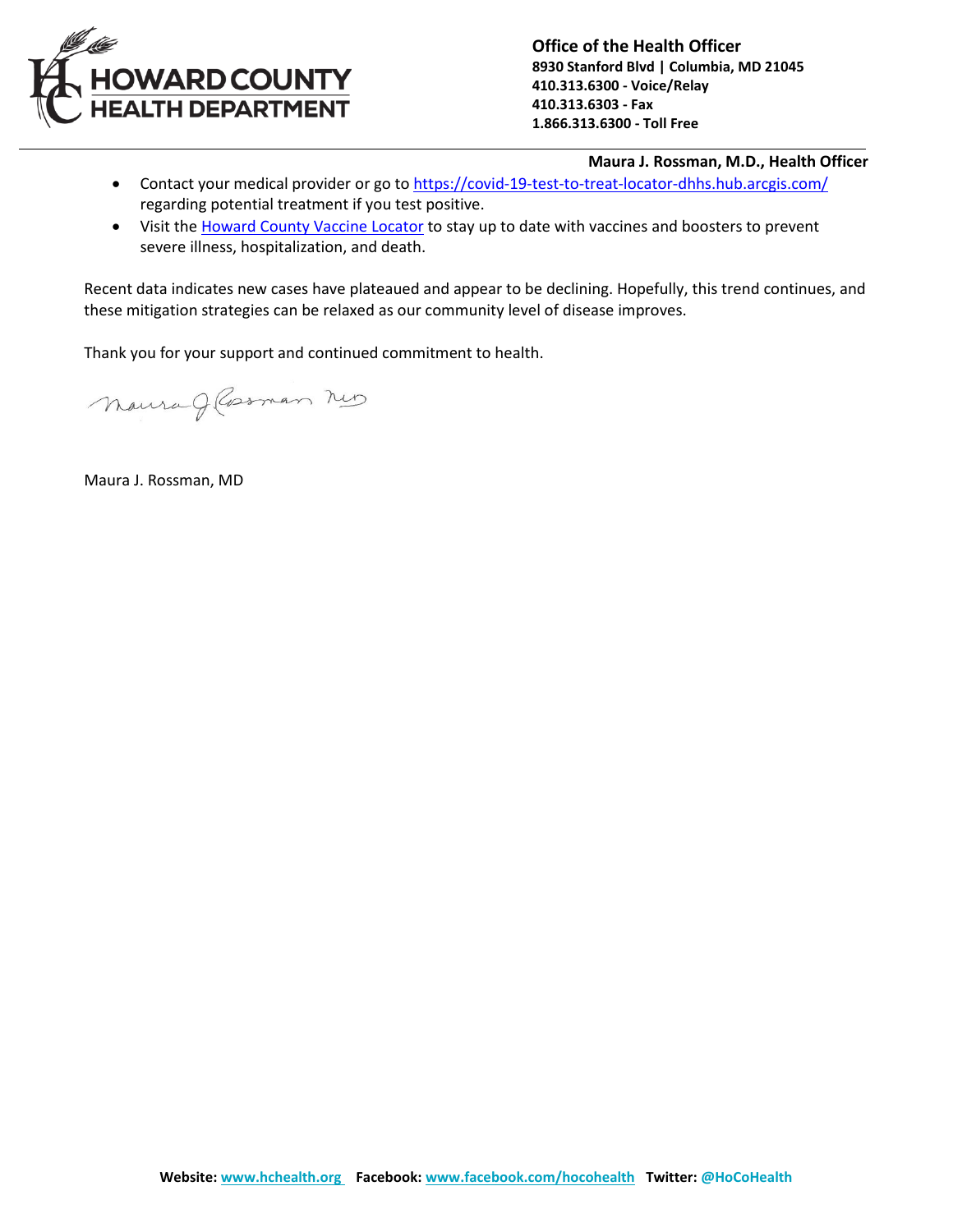- Contact your medical provider or go to [https://covid-19-test-to-treat-locator-dhhs.hub.arcgis.com/](https://covid-19-test-to-treat-locator-dhhs.hub.arcgis.com/) regarding potential treatment if you test positive.
- Visit the Howard County Vaccine Locator to stay up to date with vaccines and boosters to prevent severe illness, hospitalization, and death.

Recent data indicates new cases have plateaued and appear to be declining. Hopefully, this trend continues, and these mitigation strategies can be relaxed as our community level of disease improves.

Thank you for your support and continued commitment to health.

Maura J. Rossman, MD